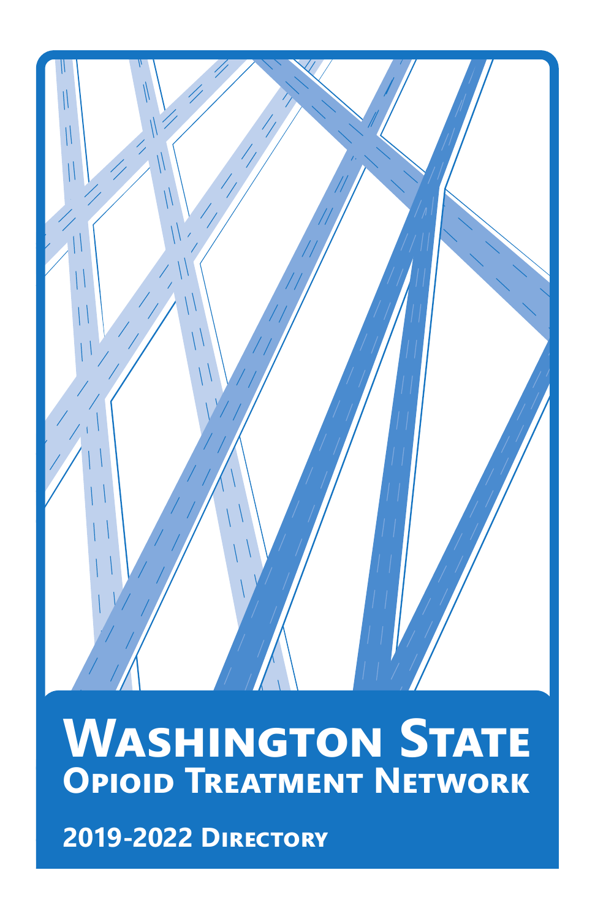# Washington State
## Opioid Treatment Network

**2019-2022 Directory**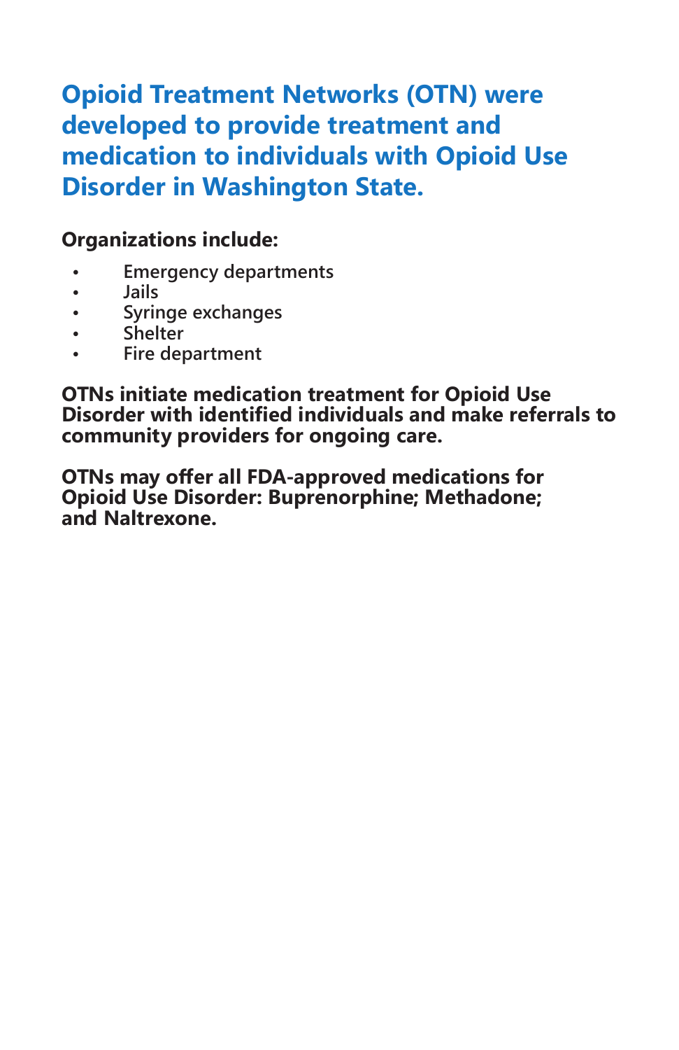## Opioid Treatment Networks (OTN) were developed to provide treatment and medication to individuals with Opioid Use Disorder in Washington State.

**Organizations include:**

- Emergency departments
- Jails
- Syringe exchanges
- Shelter
- Fire department

**OTNs initiate medication treatment for Opioid Use Disorder with identified individuals and make referrals to community providers for ongoing care.**

**OTNs may offer all FDA-approved medications for Opioid Use Disorder: Buprenorphine; Methadone; and Naltrexone.**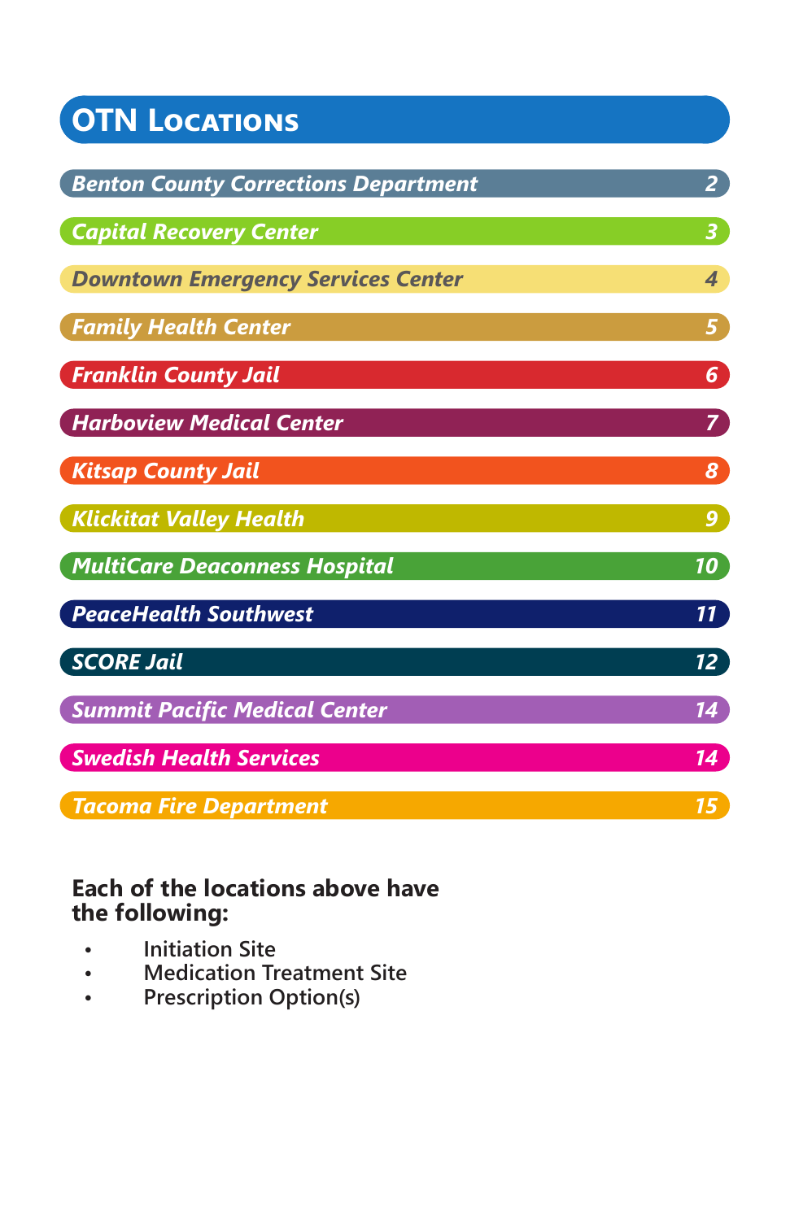# OTN Locations

| Location | Page |
| --- | --- |
| *Benton County Corrections Department* | 2 |
| *Capital Recovery Center* | 3 |
| *Downtown Emergency Services Center* | 4 |
| *Family Health Center* | 5 |
| *Franklin County Jail* | 6 |
| *Harboview Medical Center* | 7 |
| *Kitsap County Jail* | 8 |
| *Klickitat Valley Health* | 9 |
| *MultiCare Deaconness Hospital* | 10 |
| *PeaceHealth Southwest* | 11 |
| *SCORE Jail* | 12 |
| *Summit Pacific Medical Center* | 14 |
| *Swedish Health Services* | 14 |
| *Tacoma Fire Department* | 15 |

**Each of the locations above have the following:**

- Initiation Site
- Medication Treatment Site
- Prescription Option(s)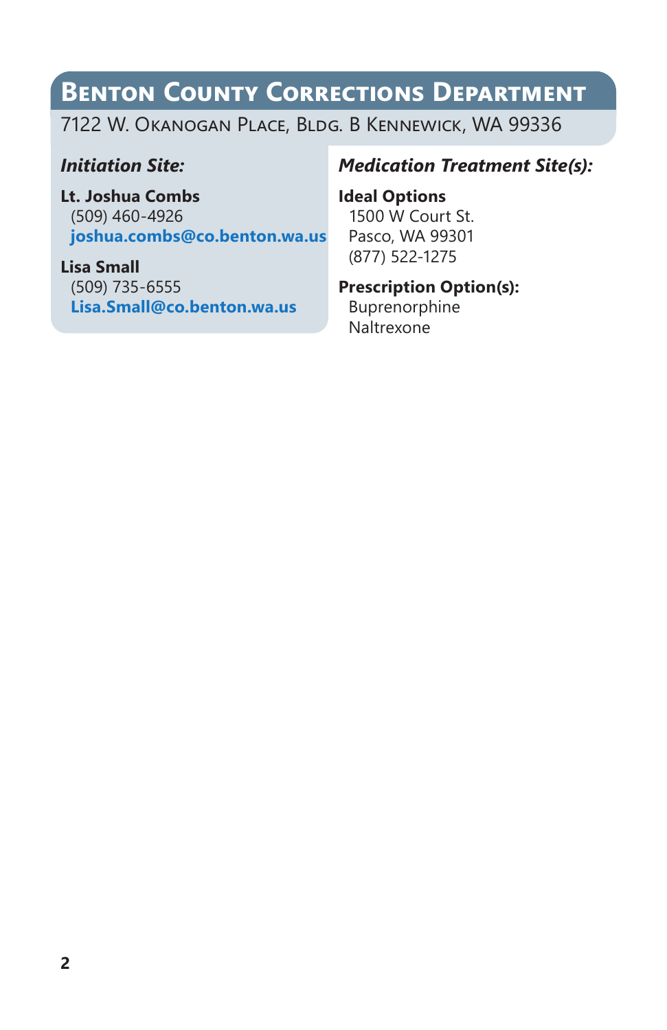## Benton County Corrections Department

7122 W. Okanogan Place, Bldg. B Kennewick, WA 99336

***Initiation Site:***

**Lt. Joshua Combs**
(509) 460-4926
**joshua.combs@co.benton.wa.us**

**Lisa Small**
(509) 735-6555
**Lisa.Small@co.benton.wa.us**

***Medication Treatment Site(s):***

**Ideal Options**
1500 W Court St.
Pasco, WA 99301
(877) 522-1275

**Prescription Option(s):**
Buprenorphine
Naltrexone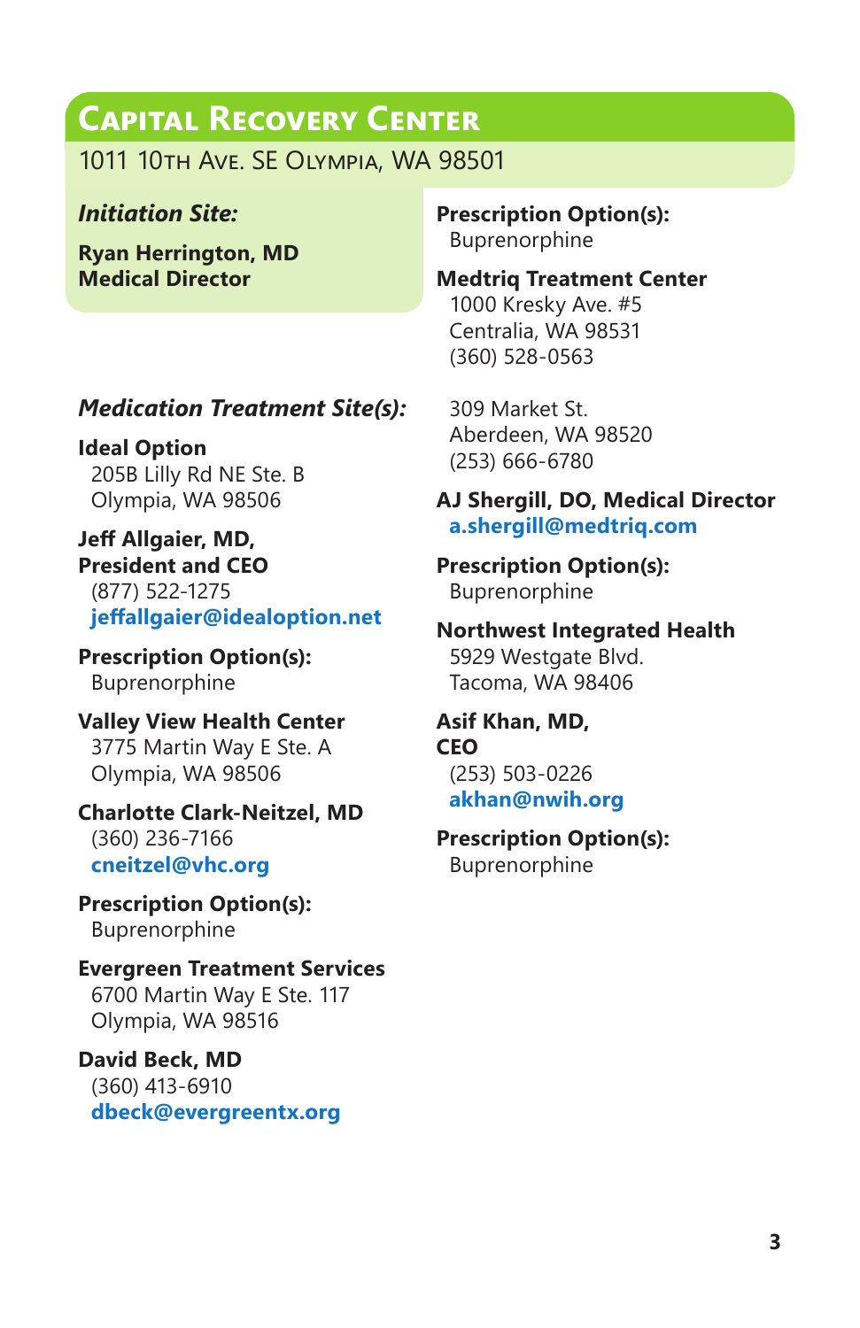## Capital Recovery Center

1011 10th Ave. SE Olympia, WA 98501

***Initiation Site:***

**Ryan Herrington, MD**
**Medical Director**

**Prescription Option(s):**
Buprenorphine

***Medication Treatment Site(s):***

**Ideal Option**
205B Lilly Rd NE Ste. B
Olympia, WA 98506

**Jeff Allgaier, MD,**
**President and CEO**
(877) 522-1275
**jeffallgaier@idealoption.net**

**Prescription Option(s):**
Buprenorphine

**Valley View Health Center**
3775 Martin Way E Ste. A
Olympia, WA 98506

**Charlotte Clark-Neitzel, MD**
(360) 236-7166
**cneitzel@vhc.org**

**Prescription Option(s):**
Buprenorphine

**Evergreen Treatment Services**
6700 Martin Way E Ste. 117
Olympia, WA 98516

**David Beck, MD**
(360) 413-6910
**dbeck@evergreentx.org**

**Prescription Option(s):**
Buprenorphine

**Medtriq Treatment Center**
1000 Kresky Ave. #5
Centralia, WA 98531
(360) 528-0563

309 Market St.
Aberdeen, WA 98520
(253) 666-6780

**AJ Shergill, DO, Medical Director**
**a.shergill@medtriq.com**

**Prescription Option(s):**
Buprenorphine

**Northwest Integrated Health**
5929 Westgate Blvd.
Tacoma, WA 98406

**Asif Khan, MD,**
**CEO**
(253) 503-0226
**akhan@nwih.org**

**Prescription Option(s):**
Buprenorphine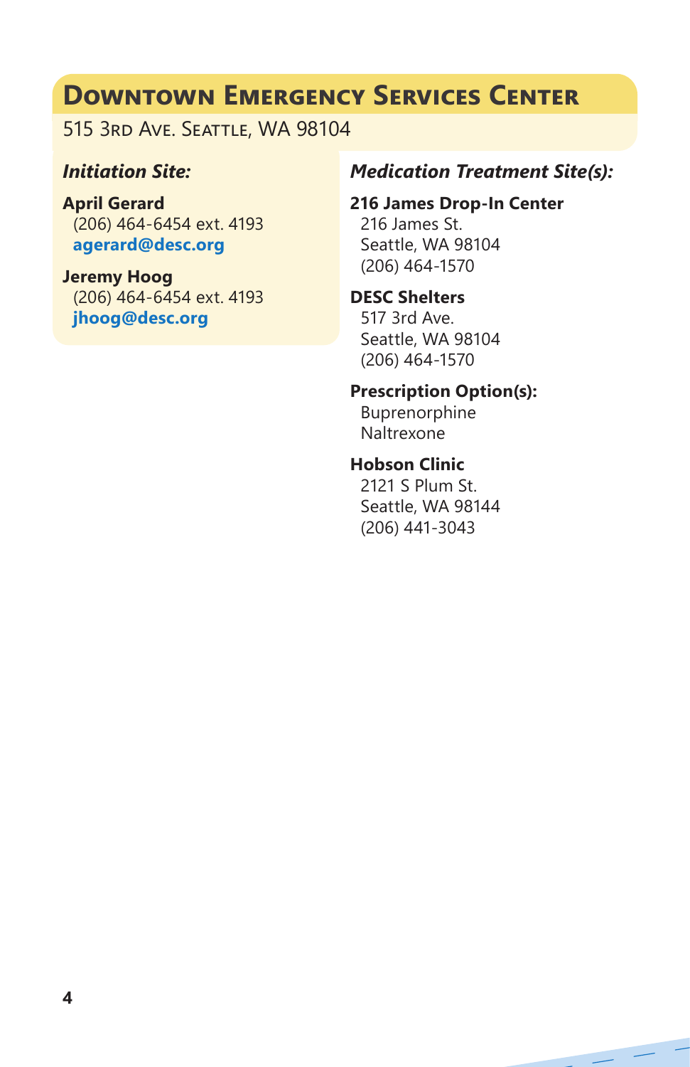## Downtown Emergency Services Center

515 3rd Ave. Seattle, WA 98104

### *Initiation Site:*

**April Gerard**
(206) 464-6454 ext. 4193
**agerard@desc.org**

**Jeremy Hoog**
(206) 464-6454 ext. 4193
**jhoog@desc.org**

### *Medication Treatment Site(s):*

**216 James Drop-In Center**
216 James St.
Seattle, WA 98104
(206) 464-1570

**DESC Shelters**
517 3rd Ave.
Seattle, WA 98104
(206) 464-1570

**Prescription Option(s):**
Buprenorphine
Naltrexone

**Hobson Clinic**
2121 S Plum St.
Seattle, WA 98144
(206) 441-3043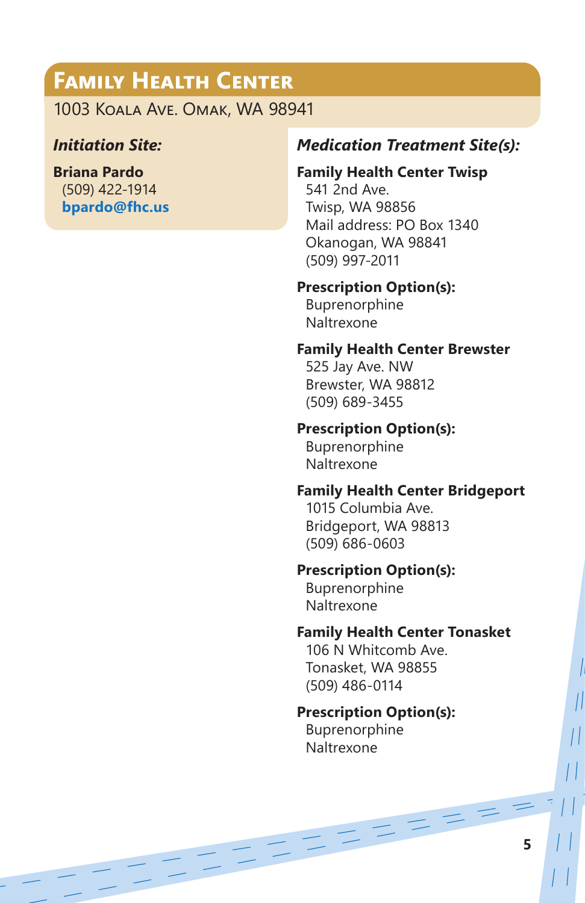## Family Health Center

1003 Koala Ave. Omak, WA 98941

### *Initiation Site:*

**Briana Pardo**
(509) 422-1914
**bpardo@fhc.us**

### *Medication Treatment Site(s):*

**Family Health Center Twisp**
541 2nd Ave.
Twisp, WA 98856
Mail address: PO Box 1340
Okanogan, WA 98841
(509) 997-2011

**Prescription Option(s):**
Buprenorphine
Naltrexone

**Family Health Center Brewster**
525 Jay Ave. NW
Brewster, WA 98812
(509) 689-3455

**Prescription Option(s):**
Buprenorphine
Naltrexone

**Family Health Center Bridgeport**
1015 Columbia Ave.
Bridgeport, WA 98813
(509) 686-0603

**Prescription Option(s):**
Buprenorphine
Naltrexone

**Family Health Center Tonasket**
106 N Whitcomb Ave.
Tonasket, WA 98855
(509) 486-0114

**Prescription Option(s):**
Buprenorphine
Naltrexone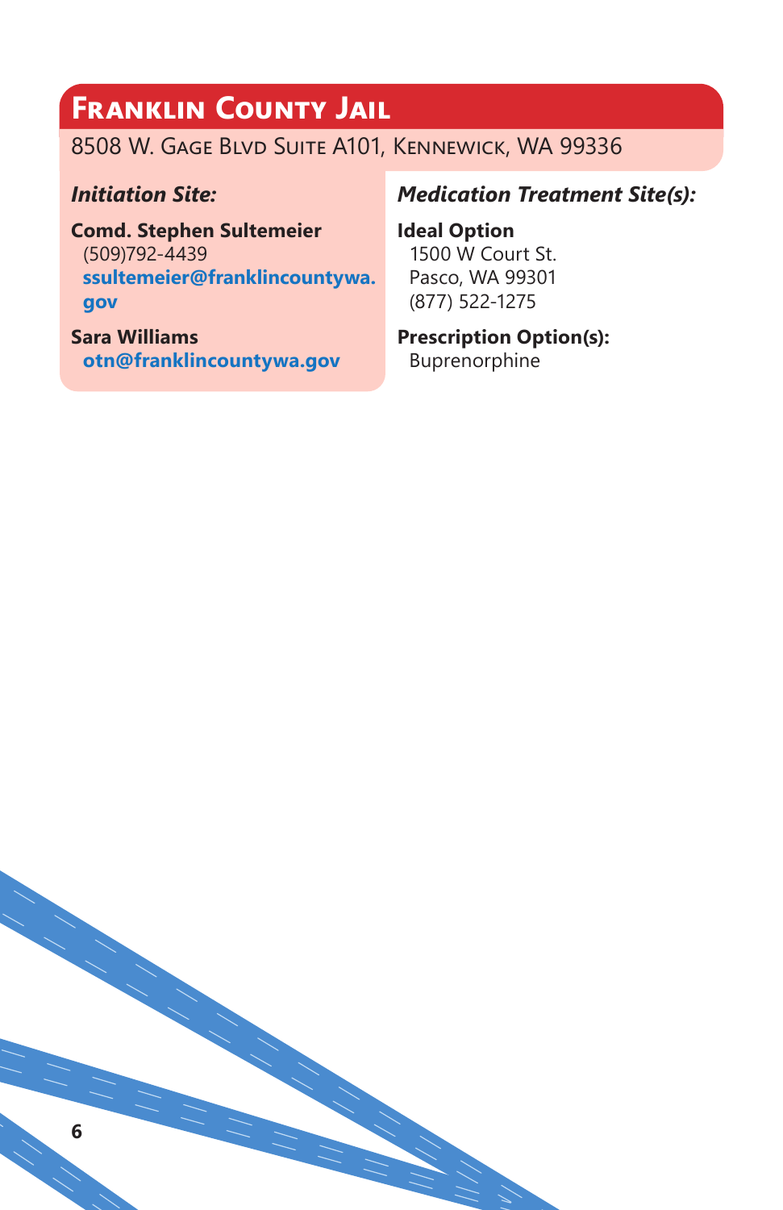## Franklin County Jail

8508 W. Gage Blvd Suite A101, Kennewick, WA 99336

### *Initiation Site:*

**Comd. Stephen Sultemeier**
(509)792-4439
**ssultemeier@franklincountywa.gov**

**Sara Williams**
**otn@franklincountywa.gov**

### *Medication Treatment Site(s):*

**Ideal Option**
1500 W Court St.
Pasco, WA 99301
(877) 522-1275

**Prescription Option(s):**
Buprenorphine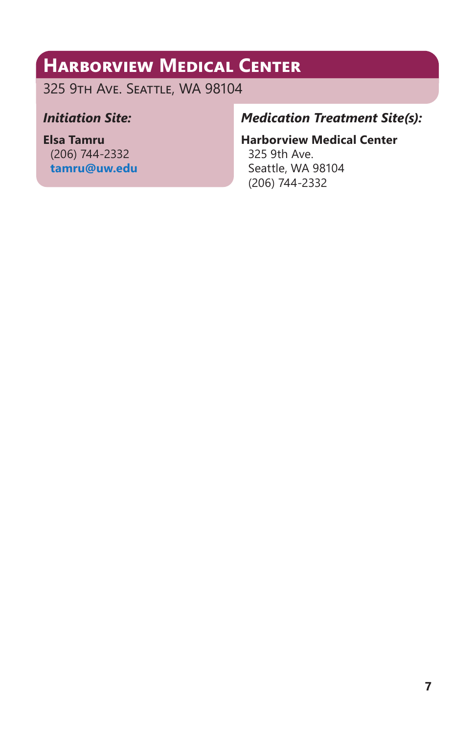## Harborview Medical Center

325 9th Ave. Seattle, WA 98104

***Initiation Site:***

**Elsa Tamru**
(206) 744-2332
**tamru@uw.edu**

***Medication Treatment Site(s):***

**Harborview Medical Center**
325 9th Ave.
Seattle, WA 98104
(206) 744-2332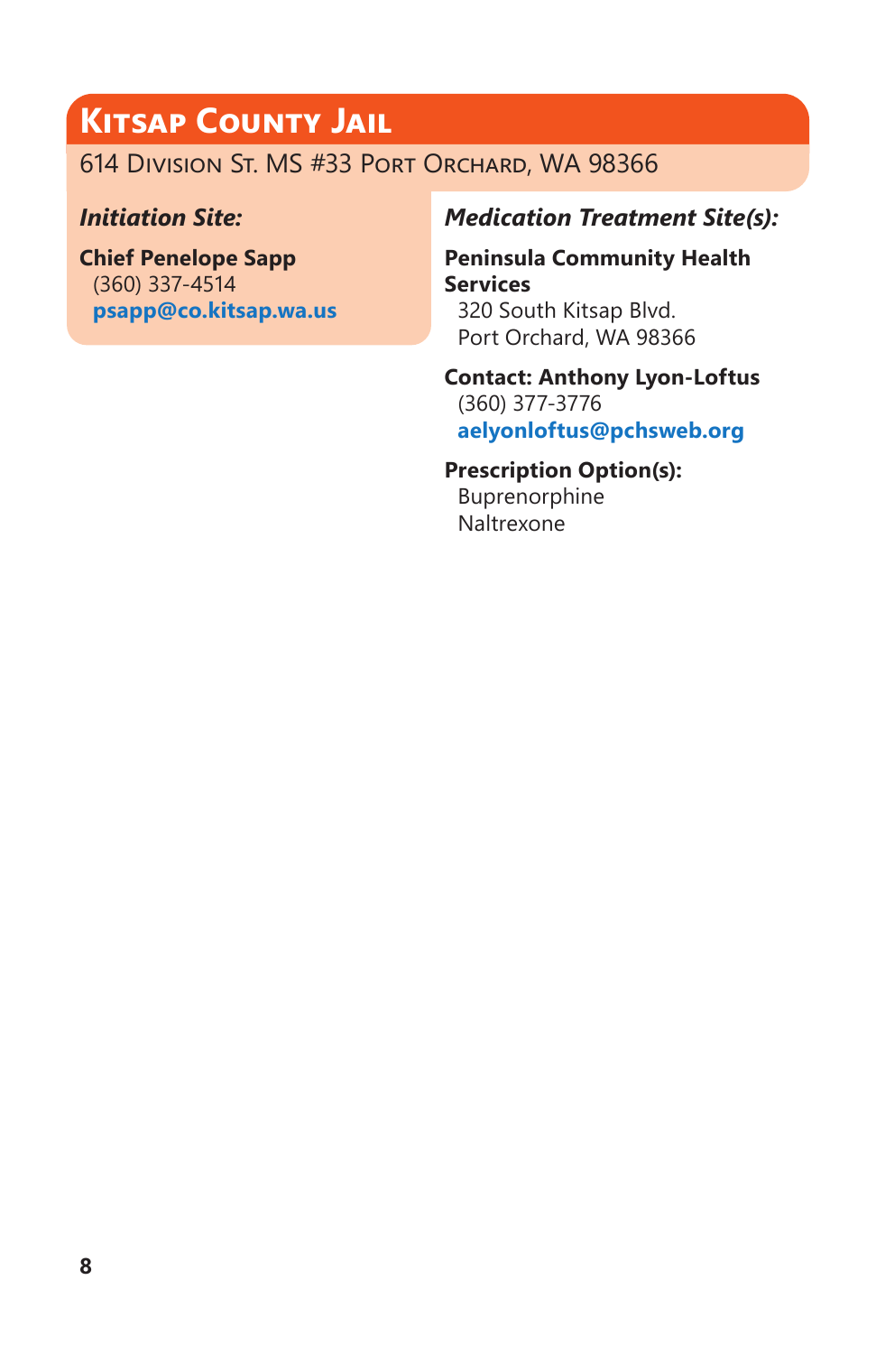## Kitsap County Jail

614 Division St. MS #33 Port Orchard, WA 98366

***Initiation Site:***

**Chief Penelope Sapp**
(360) 337-4514
**psapp@co.kitsap.wa.us**

***Medication Treatment Site(s):***

**Peninsula Community Health Services**
320 South Kitsap Blvd.
Port Orchard, WA 98366

**Contact: Anthony Lyon-Loftus**
(360) 377-3776
**aelyonloftus@pchsweb.org**

**Prescription Option(s):**
Buprenorphine
Naltrexone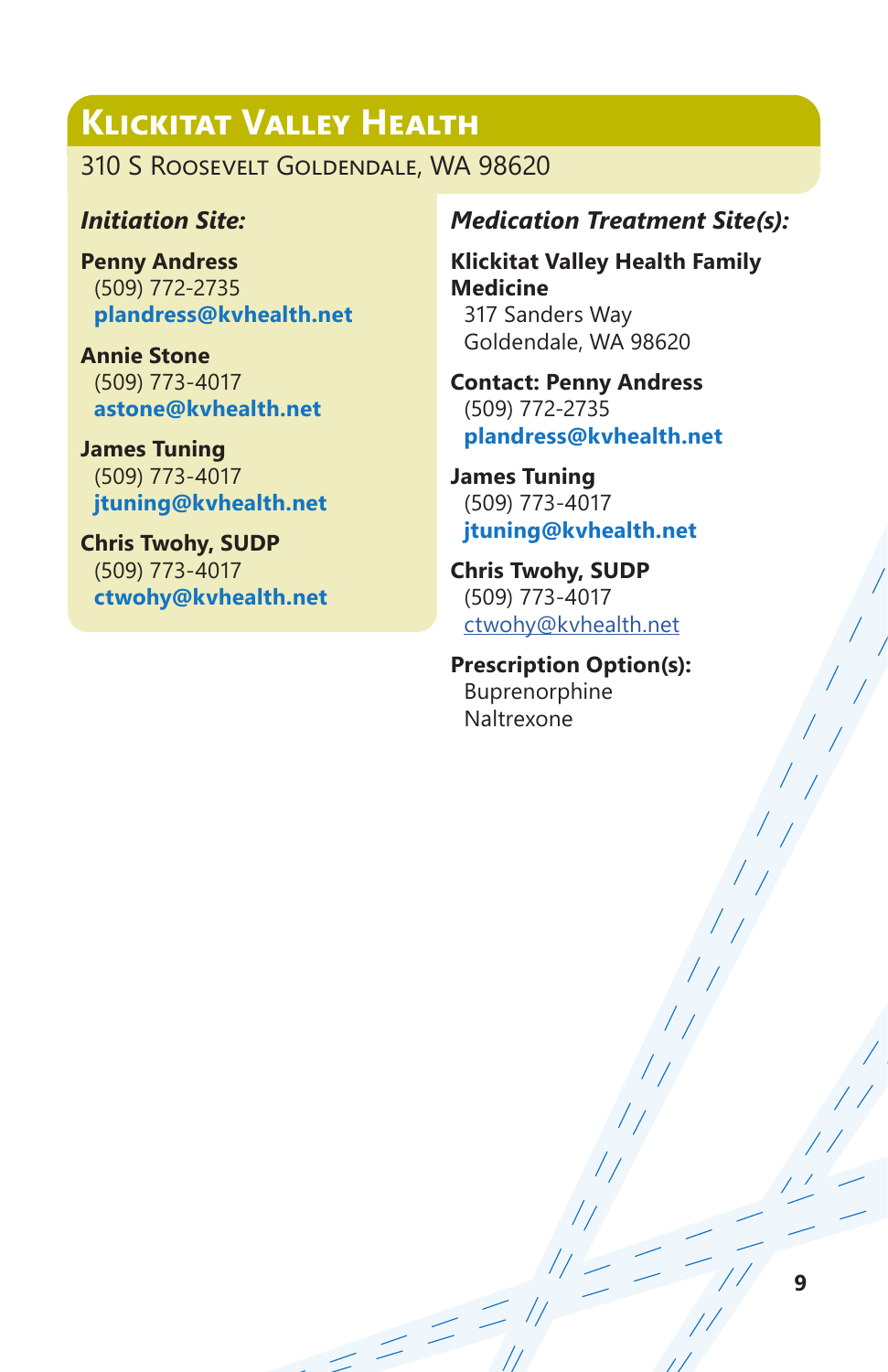## Klickitat Valley Health

310 S Roosevelt Goldendale, WA 98620

### *Initiation Site:*

**Penny Andress**
(509) 772-2735
**plandress@kvhealth.net**

**Annie Stone**
(509) 773-4017
**astone@kvhealth.net**

**James Tuning**
(509) 773-4017
**jtuning@kvhealth.net**

**Chris Twohy, SUDP**
(509) 773-4017
**ctwohy@kvhealth.net**

### *Medication Treatment Site(s):*

**Klickitat Valley Health Family Medicine**
317 Sanders Way
Goldendale, WA 98620

**Contact: Penny Andress**
(509) 772-2735
**plandress@kvhealth.net**

**James Tuning**
(509) 773-4017
**jtuning@kvhealth.net**

**Chris Twohy, SUDP**
(509) 773-4017
ctwohy@kvhealth.net

**Prescription Option(s):**
Buprenorphine
Naltrexone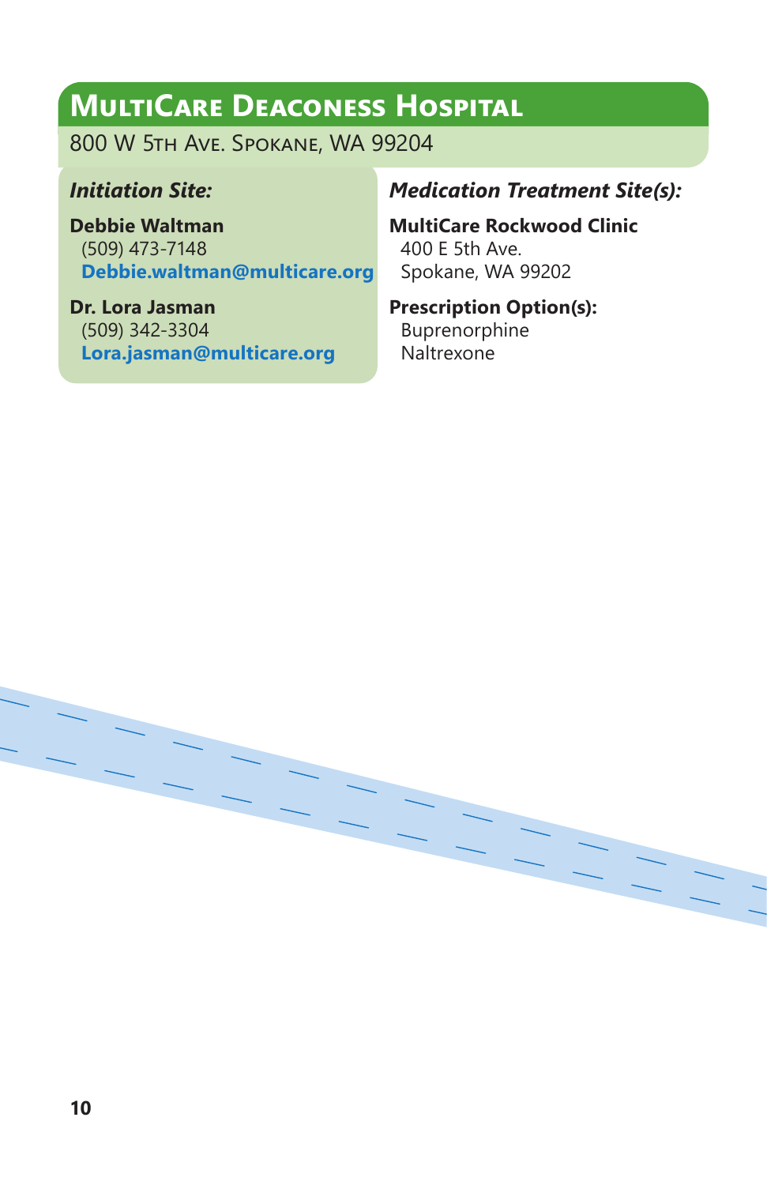## MultiCare Deaconess Hospital

800 W 5th Ave. Spokane, WA 99204

***Initiation Site:***

**Debbie Waltman**
(509) 473-7148
**Debbie.waltman@multicare.org**

**Dr. Lora Jasman**
(509) 342-3304
**Lora.jasman@multicare.org**

***Medication Treatment Site(s):***

**MultiCare Rockwood Clinic**
400 E 5th Ave.
Spokane, WA 99202

**Prescription Option(s):**
Buprenorphine
Naltrexone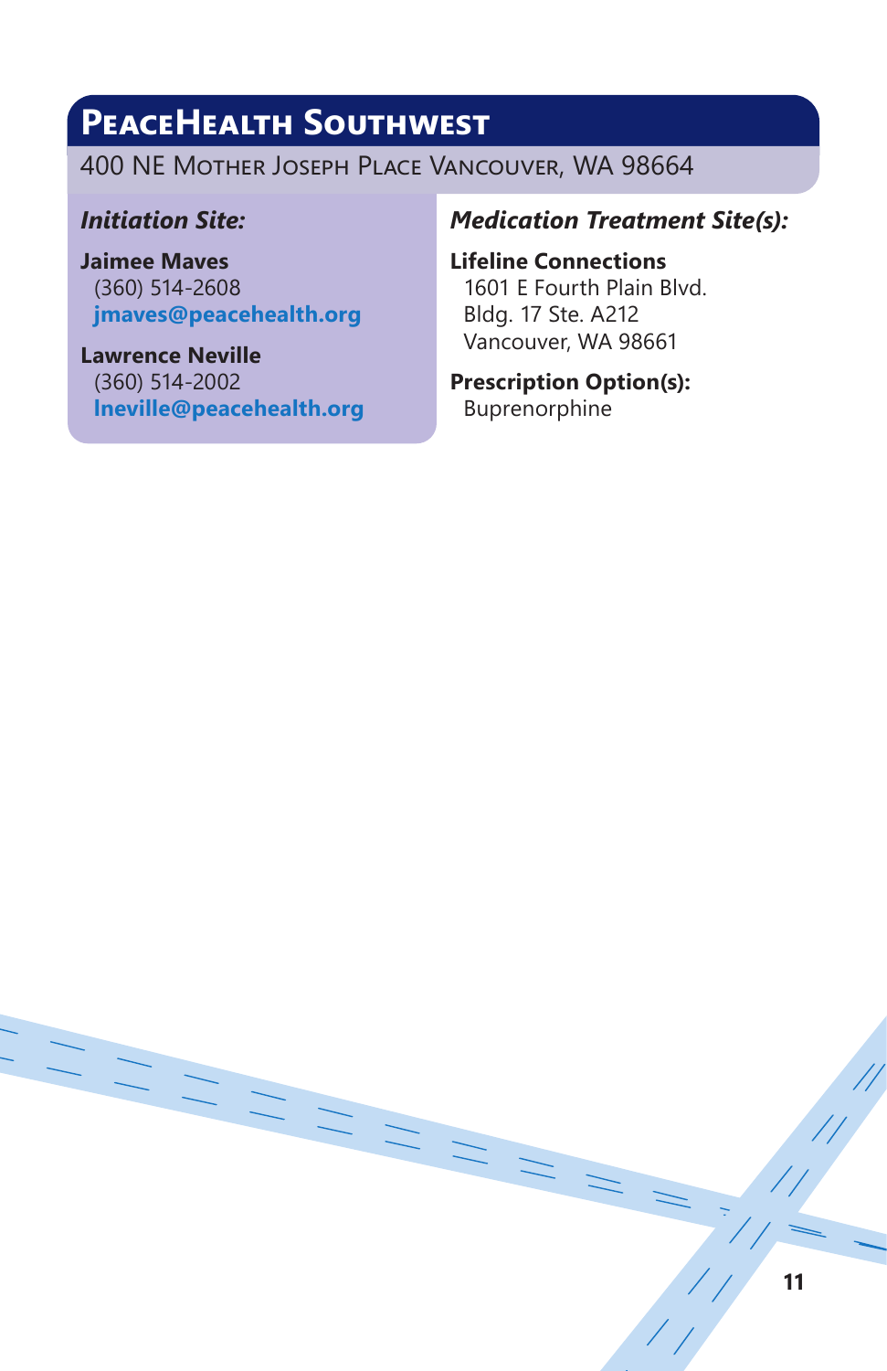## PeaceHealth Southwest

400 NE Mother Joseph Place Vancouver, WA 98664

***Initiation Site:***

**Jaimee Maves**
(360) 514-2608
**jmaves@peacehealth.org**

**Lawrence Neville**
(360) 514-2002
**lneville@peacehealth.org**

***Medication Treatment Site(s):***

**Lifeline Connections**
1601 E Fourth Plain Blvd.
Bldg. 17 Ste. A212
Vancouver, WA 98661

**Prescription Option(s):**
Buprenorphine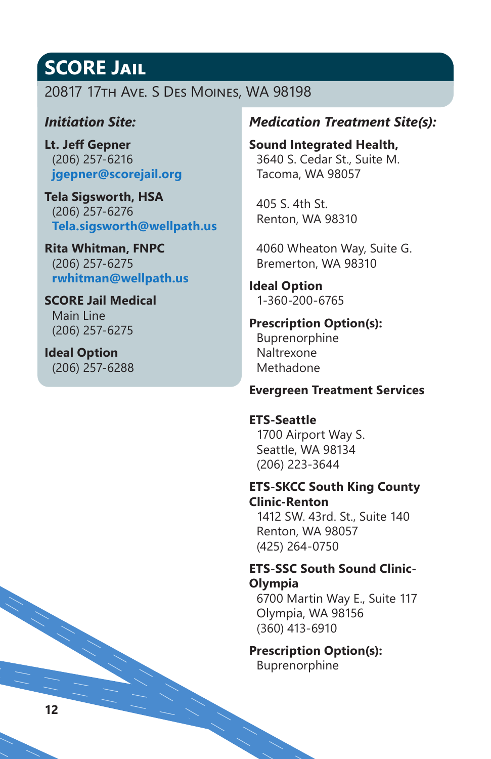# SCORE Jail

20817 17th Ave. S Des Moines, WA 98198

### *Initiation Site:*

**Lt. Jeff Gepner**
(206) 257-6216
**jgepner@scorejail.org**

**Tela Sigsworth, HSA**
(206) 257-6276
**Tela.sigsworth@wellpath.us**

**Rita Whitman, FNPC**
(206) 257-6275
**rwhitman@wellpath.us**

**SCORE Jail Medical**
Main Line
(206) 257-6275

**Ideal Option**
(206) 257-6288

### *Medication Treatment Site(s):*

**Sound Integrated Health,**
3640 S. Cedar St., Suite M.
Tacoma, WA 98057

405 S. 4th St.
Renton, WA 98310

4060 Wheaton Way, Suite G.
Bremerton, WA 98310

**Ideal Option**
1-360-200-6765

**Prescription Option(s):**
Buprenorphine
Naltrexone
Methadone

**Evergreen Treatment Services**

**ETS-Seattle**
1700 Airport Way S.
Seattle, WA 98134
(206) 223-3644

**ETS-SKCC South King County Clinic-Renton**
1412 SW. 43rd. St., Suite 140
Renton, WA 98057
(425) 264-0750

**ETS-SSC South Sound Clinic-Olympia**
6700 Martin Way E., Suite 117
Olympia, WA 98156
(360) 413-6910

**Prescription Option(s):**
Buprenorphine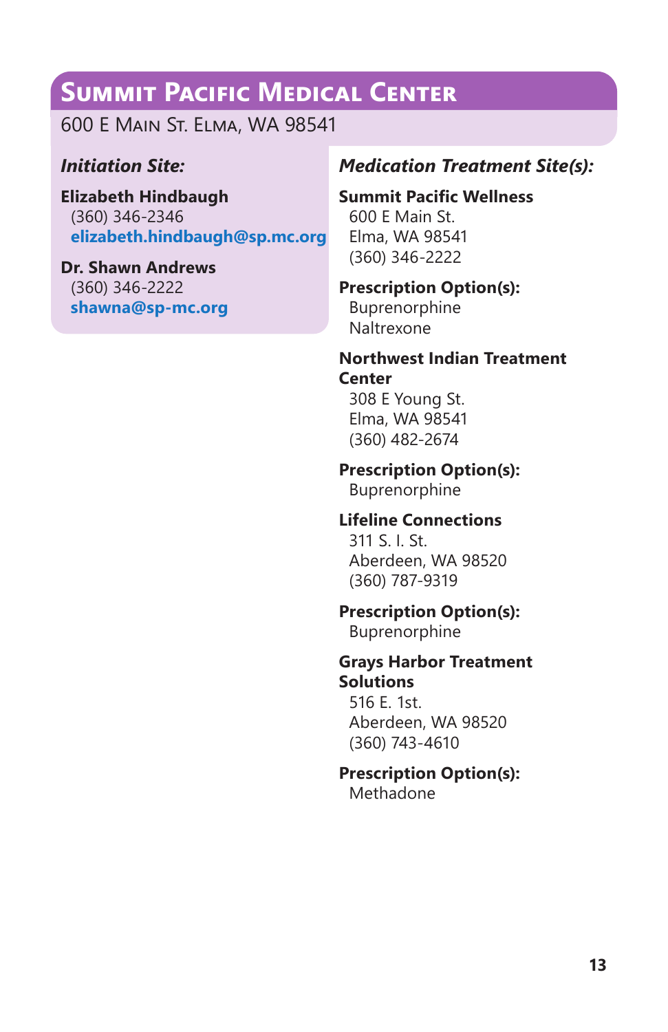## Summit Pacific Medical Center

600 E Main St. Elma, WA 98541

### *Initiation Site:*

**Elizabeth Hindbaugh**
(360) 346-2346
**elizabeth.hindbaugh@sp.mc.org**

**Dr. Shawn Andrews**
(360) 346-2222
**shawna@sp-mc.org**

### *Medication Treatment Site(s):*

**Summit Pacific Wellness**
600 E Main St.
Elma, WA 98541
(360) 346-2222

**Prescription Option(s):**
Buprenorphine
Naltrexone

**Northwest Indian Treatment Center**
308 E Young St.
Elma, WA 98541
(360) 482-2674

**Prescription Option(s):**
Buprenorphine

**Lifeline Connections**
311 S. I. St.
Aberdeen, WA 98520
(360) 787-9319

**Prescription Option(s):**
Buprenorphine

**Grays Harbor Treatment Solutions**
516 E. 1st.
Aberdeen, WA 98520
(360) 743-4610

**Prescription Option(s):**
Methadone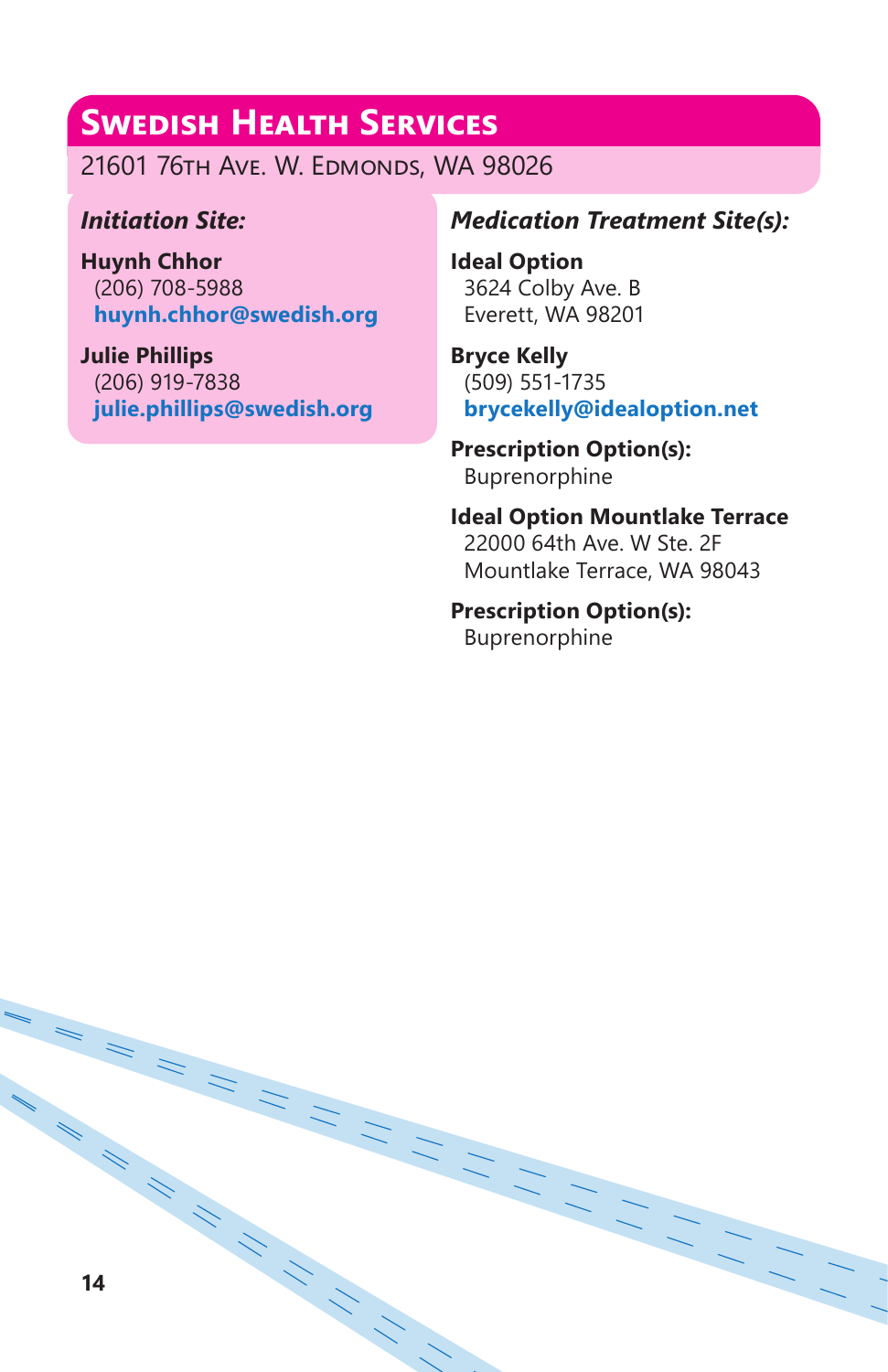# Swedish Health Services

21601 76th Ave. W. Edmonds, WA 98026

***Initiation Site:***

**Huynh Chhor**
(206) 708-5988
**huynh.chhor@swedish.org**

**Julie Phillips**
(206) 919-7838
**julie.phillips@swedish.org**

***Medication Treatment Site(s):***

**Ideal Option**
3624 Colby Ave. B
Everett, WA 98201

**Bryce Kelly**
(509) 551-1735
**brycekelly@idealoption.net**

**Prescription Option(s):**
Buprenorphine

**Ideal Option Mountlake Terrace**
22000 64th Ave. W Ste. 2F
Mountlake Terrace, WA 98043

**Prescription Option(s):**
Buprenorphine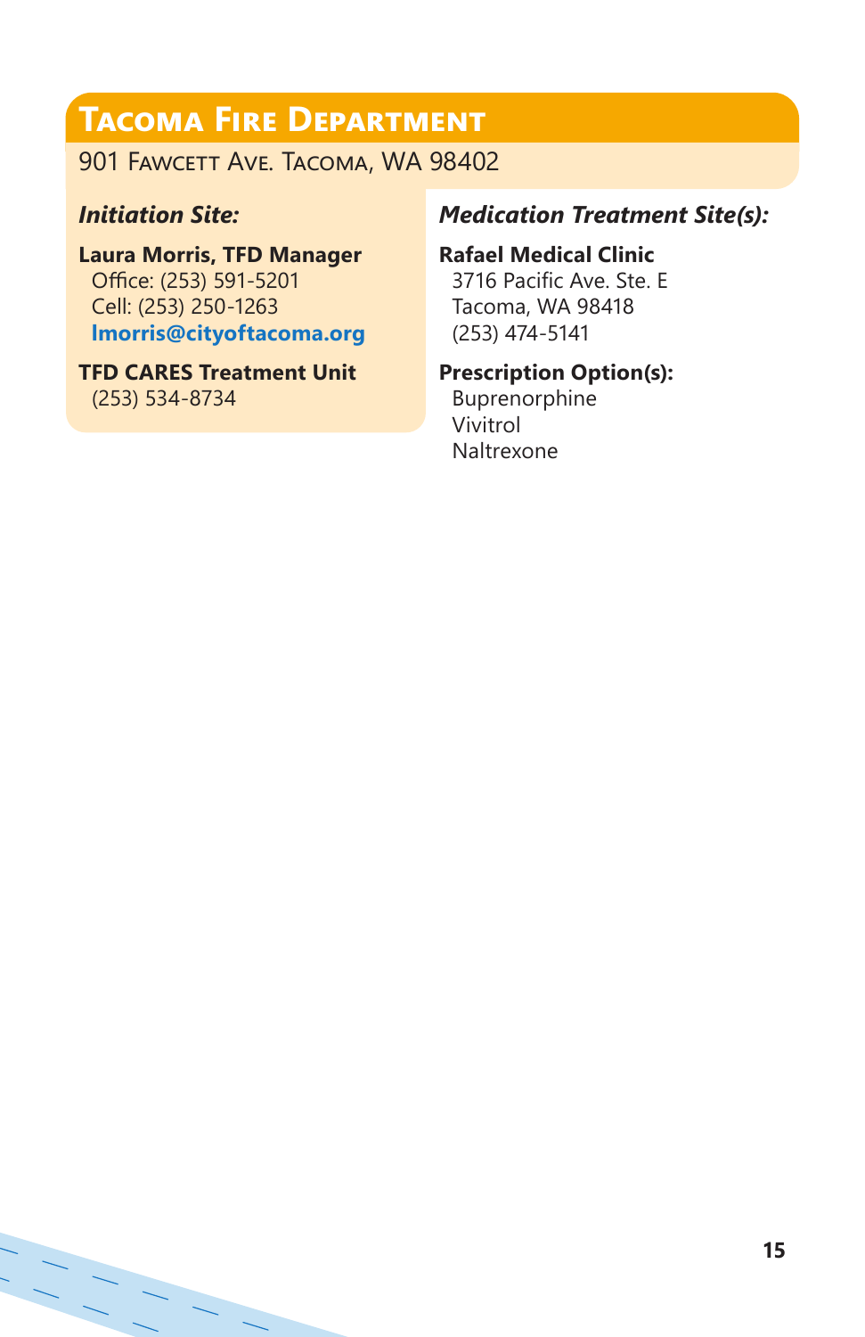## Tacoma Fire Department

901 Fawcett Ave. Tacoma, WA 98402

### *Initiation Site:*

**Laura Morris, TFD Manager**
Office: (253) 591-5201
Cell: (253) 250-1263
**lmorris@cityoftacoma.org**

**TFD CARES Treatment Unit**
(253) 534-8734

### *Medication Treatment Site(s):*

**Rafael Medical Clinic**
3716 Pacific Ave. Ste. E
Tacoma, WA 98418
(253) 474-5141

**Prescription Option(s):**
Buprenorphine
Vivitrol
Naltrexone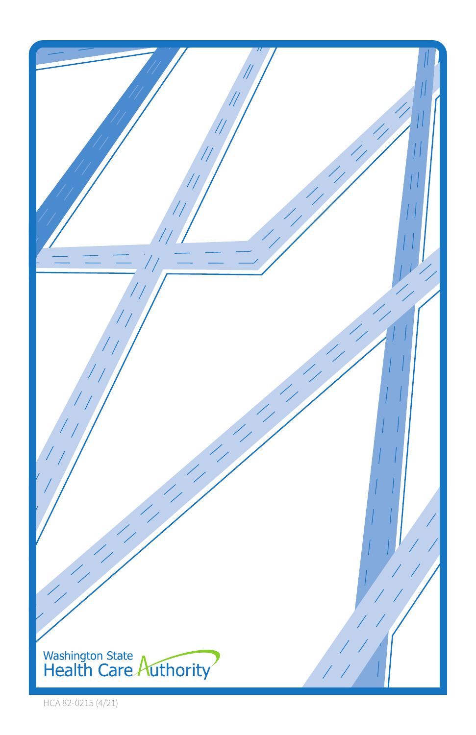Washington State
Health Care Authority

HCA 82-0215 (4/21)